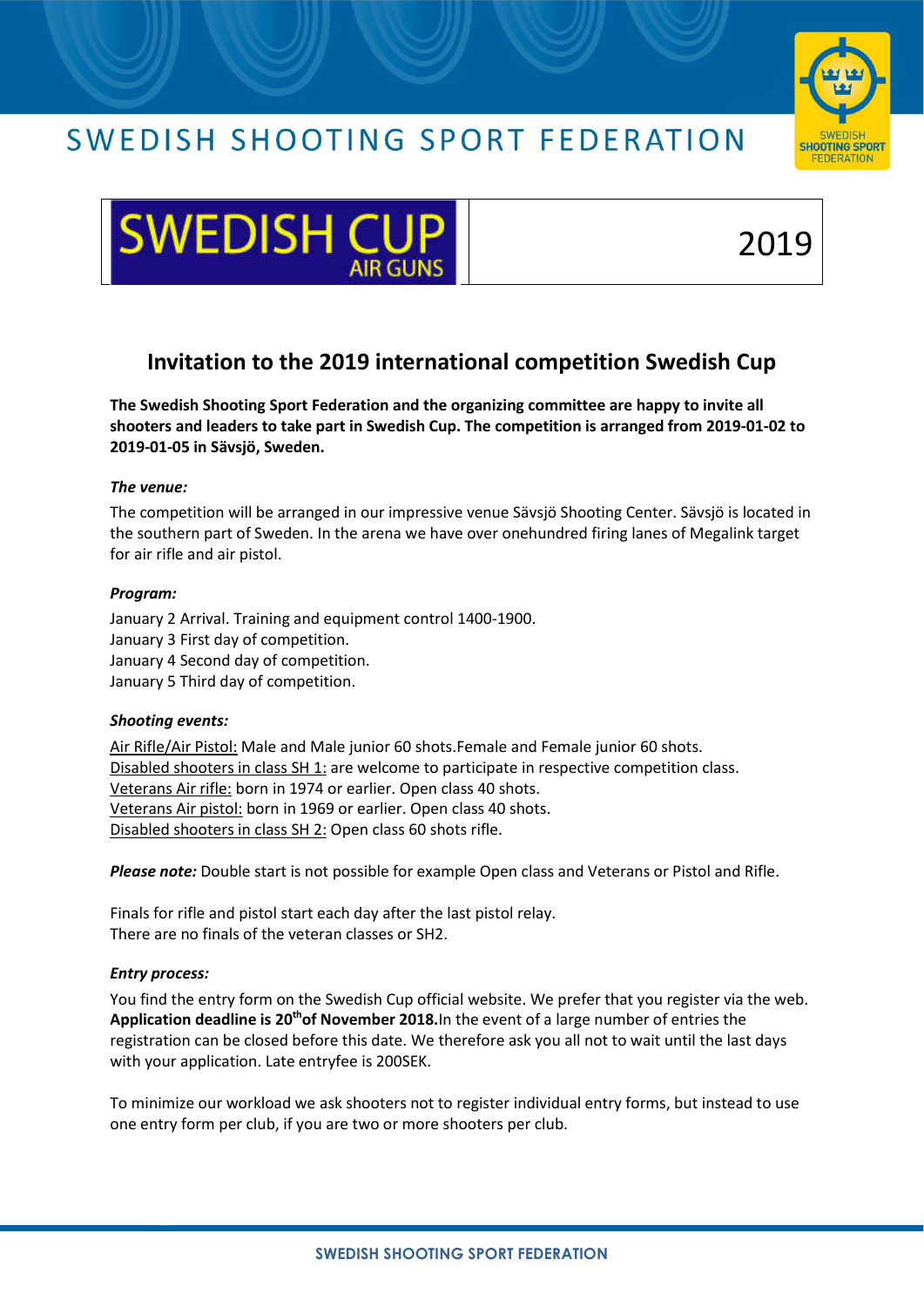# SWEDISH SHOOTING SPORT FEDERATION

SWEDISH CUP AIR GUNS | 2019

## Invitation to the 2019 international competition Swedish Cup

**The Swedish Shooting Sport Federation and the organizing committee are happy to invite all shooters and leaders to take part in Swedish Cup. The competition is arranged from 2019-01-02 to 2019-01-05 in Sävsjö, Sweden.**

***The venue:***

The competition will be arranged in our impressive venue Sävsjö Shooting Center. Sävsjö is located in the southern part of Sweden. In the arena we have over onehundred firing lanes of Megalink target for air rifle and air pistol.

***Program:***

January 2 Arrival. Training and equipment control 1400-1900.
January 3 First day of competition.
January 4 Second day of competition.
January 5 Third day of competition.

***Shooting events:***

<u>Air Rifle/Air Pistol:</u> Male and Male junior 60 shots.Female and Female junior 60 shots.
<u>Disabled shooters in class SH 1:</u> are welcome to participate in respective competition class.
<u>Veterans Air rifle:</u> born in 1974 or earlier. Open class 40 shots.
<u>Veterans Air pistol:</u> born in 1969 or earlier. Open class 40 shots.
<u>Disabled shooters in class SH 2:</u> Open class 60 shots rifle.

***Please note:*** Double start is not possible for example Open class and Veterans or Pistol and Rifle.

Finals for rifle and pistol start each day after the last pistol relay.
There are no finals of the veteran classes or SH2.

***Entry process:***

You find the entry form on the Swedish Cup official website. We prefer that you register via the web. **Application deadline is 20th of November 2018.** In the event of a large number of entries the registration can be closed before this date. We therefore ask you all not to wait until the last days with your application. Late entryfee is 200SEK.

To minimize our workload we ask shooters not to register individual entry forms, but instead to use one entry form per club, if you are two or more shooters per club.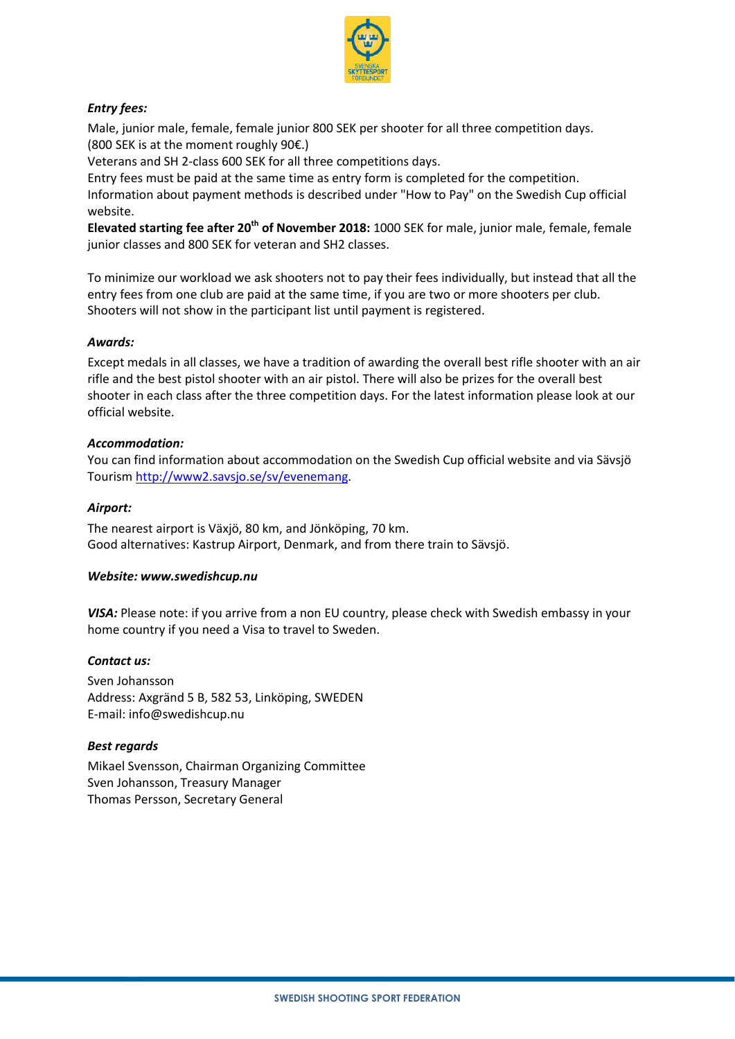***Entry fees:***

Male, junior male, female, female junior 800 SEK per shooter for all three competition days.
(800 SEK is at the moment roughly 90€.)
Veterans and SH 2-class 600 SEK for all three competitions days.
Entry fees must be paid at the same time as entry form is completed for the competition.
Information about payment methods is described under "How to Pay" on the Swedish Cup official website.
**Elevated starting fee after 20th of November 2018:** 1000 SEK for male, junior male, female, female junior classes and 800 SEK for veteran and SH2 classes.

To minimize our workload we ask shooters not to pay their fees individually, but instead that all the entry fees from one club are paid at the same time, if you are two or more shooters per club. Shooters will not show in the participant list until payment is registered.

***Awards:***

Except medals in all classes, we have a tradition of awarding the overall best rifle shooter with an air rifle and the best pistol shooter with an air pistol. There will also be prizes for the overall best shooter in each class after the three competition days. For the latest information please look at our official website.

***Accommodation:***

You can find information about accommodation on the Swedish Cup official website and via Sävsjö Tourism http://www2.savsjo.se/sv/evenemang.

***Airport:***

The nearest airport is Växjö, 80 km, and Jönköping, 70 km.
Good alternatives: Kastrup Airport, Denmark, and from there train to Sävsjö.

***Website: www.swedishcup.nu***

***VISA:*** Please note: if you arrive from a non EU country, please check with Swedish embassy in your home country if you need a Visa to travel to Sweden.

***Contact us:***

Sven Johansson
Address: Axgränd 5 B, 582 53, Linköping, SWEDEN
E-mail: info@swedishcup.nu

***Best regards***

Mikael Svensson, Chairman Organizing Committee
Sven Johansson, Treasury Manager
Thomas Persson, Secretary General